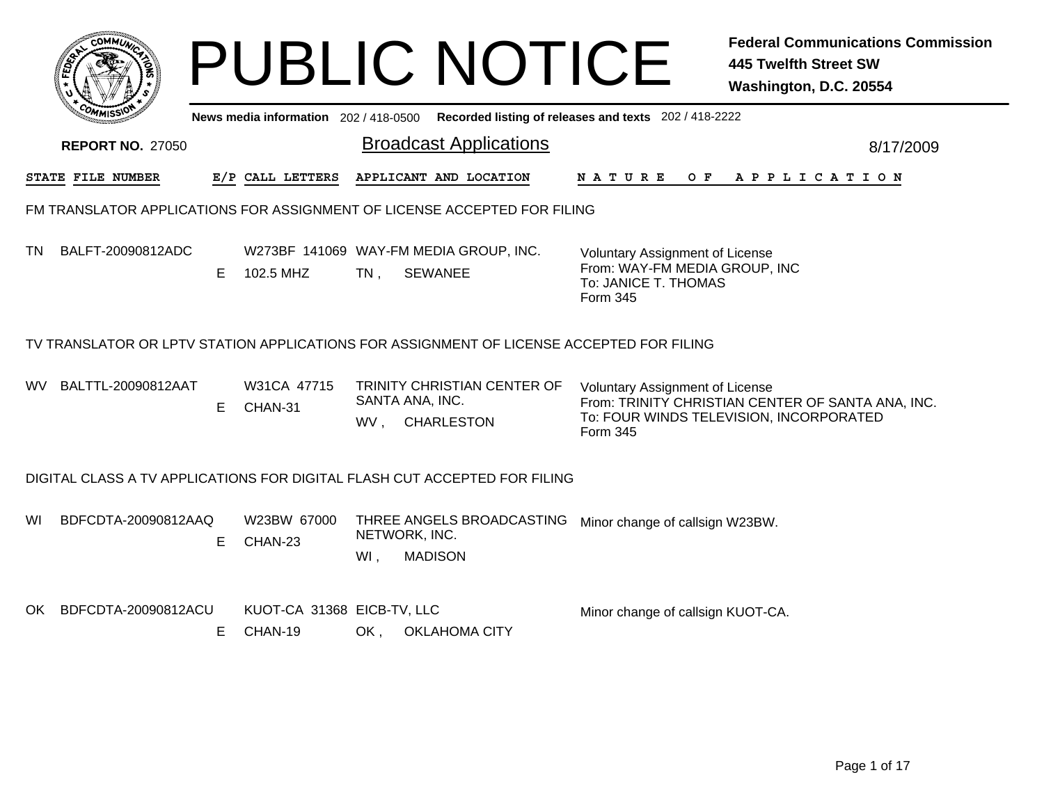# PUBLIC NOTICE

**Federal Communications Commission**
**445 Twelfth Street SW**
**Washington, D.C. 20554**

**News media information** 202 / 418-0500 **Recorded listing of releases and texts** 202 / 418-2222

**REPORT NO.** 27050

## Broadcast Applications

8/17/2009

| STATE | FILE NUMBER | E/P | CALL LETTERS | APPLICANT AND LOCATION | NATURE OF APPLICATION |
|---|---|---|---|---|---|

### FM TRANSLATOR APPLICATIONS FOR ASSIGNMENT OF LICENSE ACCEPTED FOR FILING

| STATE | FILE NUMBER | E/P | CALL LETTERS | APPLICANT AND LOCATION | NATURE OF APPLICATION |
|---|---|---|---|---|---|
| TN | BALFT-20090812ADC | E | W273BF 141069<br>102.5 MHZ | WAY-FM MEDIA GROUP, INC.<br>TN , SEWANEE | Voluntary Assignment of License<br>From: WAY-FM MEDIA GROUP, INC<br>To: JANICE T. THOMAS<br>Form 345 |

### TV TRANSLATOR OR LPTV STATION APPLICATIONS FOR ASSIGNMENT OF LICENSE ACCEPTED FOR FILING

| STATE | FILE NUMBER | E/P | CALL LETTERS | APPLICANT AND LOCATION | NATURE OF APPLICATION |
|---|---|---|---|---|---|
| WV | BALTTL-20090812AAT | E | W31CA 47715<br>CHAN-31 | TRINITY CHRISTIAN CENTER OF SANTA ANA, INC.<br>WV , CHARLESTON | Voluntary Assignment of License<br>From: TRINITY CHRISTIAN CENTER OF SANTA ANA, INC.<br>To: FOUR WINDS TELEVISION, INCORPORATED<br>Form 345 |

### DIGITAL CLASS A TV APPLICATIONS FOR DIGITAL FLASH CUT ACCEPTED FOR FILING

| STATE | FILE NUMBER | E/P | CALL LETTERS | APPLICANT AND LOCATION | NATURE OF APPLICATION |
|---|---|---|---|---|---|
| WI | BDFCDTA-20090812AAQ | E | W23BW 67000<br>CHAN-23 | THREE ANGELS BROADCASTING NETWORK, INC.<br>WI , MADISON | Minor change of callsign W23BW. |
| OK | BDFCDTA-20090812ACU | E | KUOT-CA 31368<br>CHAN-19 | EICB-TV, LLC<br>OK , OKLAHOMA CITY | Minor change of callsign KUOT-CA. |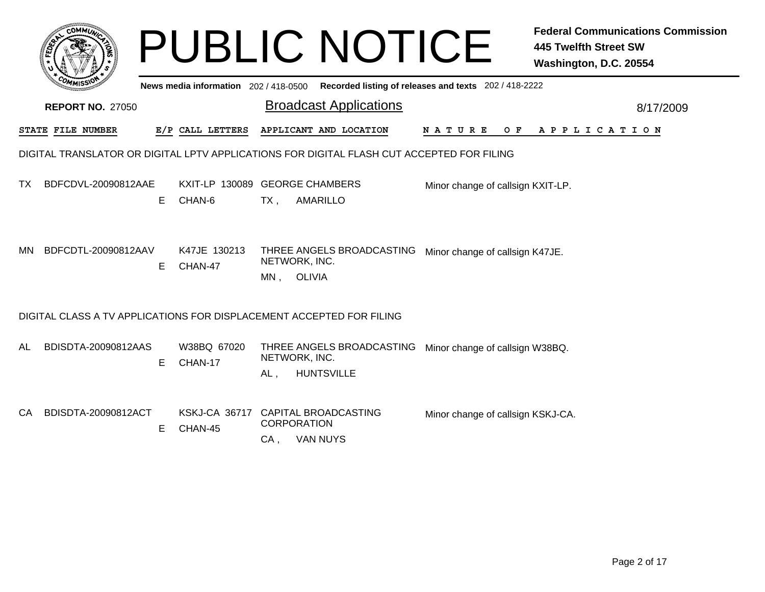# PUBLIC NOTICE

**Federal Communications Commission**
**445 Twelfth Street SW**
**Washington, D.C. 20554**

News media information 202 / 418-0500 Recorded listing of releases and texts 202 / 418-2222

**REPORT NO.** 27050

## Broadcast Applications

8/17/2009

### DIGITAL TRANSLATOR OR DIGITAL LPTV APPLICATIONS FOR DIGITAL FLASH CUT ACCEPTED FOR FILING

| STATE | FILE NUMBER | E/P | CALL LETTERS | APPLICANT AND LOCATION | NATURE OF APPLICATION |
|---|---|---|---|---|---|
| TX | BDFCDVL-20090812AAE | E | KXIT-LP 130089 CHAN-6 | GEORGE CHAMBERS TX , AMARILLO | Minor change of callsign KXIT-LP. |
| MN | BDFCDTL-20090812AAV | E | K47JE 130213 CHAN-47 | THREE ANGELS BROADCASTING NETWORK, INC. MN , OLIVIA | Minor change of callsign K47JE. |

### DIGITAL CLASS A TV APPLICATIONS FOR DISPLACEMENT ACCEPTED FOR FILING

| STATE | FILE NUMBER | E/P | CALL LETTERS | APPLICANT AND LOCATION | NATURE OF APPLICATION |
|---|---|---|---|---|---|
| AL | BDISDTA-20090812AAS | E | W38BQ 67020 CHAN-17 | THREE ANGELS BROADCASTING NETWORK, INC. AL , HUNTSVILLE | Minor change of callsign W38BQ. |
| CA | BDISDTA-20090812ACT | E | KSKJ-CA 36717 CHAN-45 | CAPITAL BROADCASTING CORPORATION CA , VAN NUYS | Minor change of callsign KSKJ-CA. |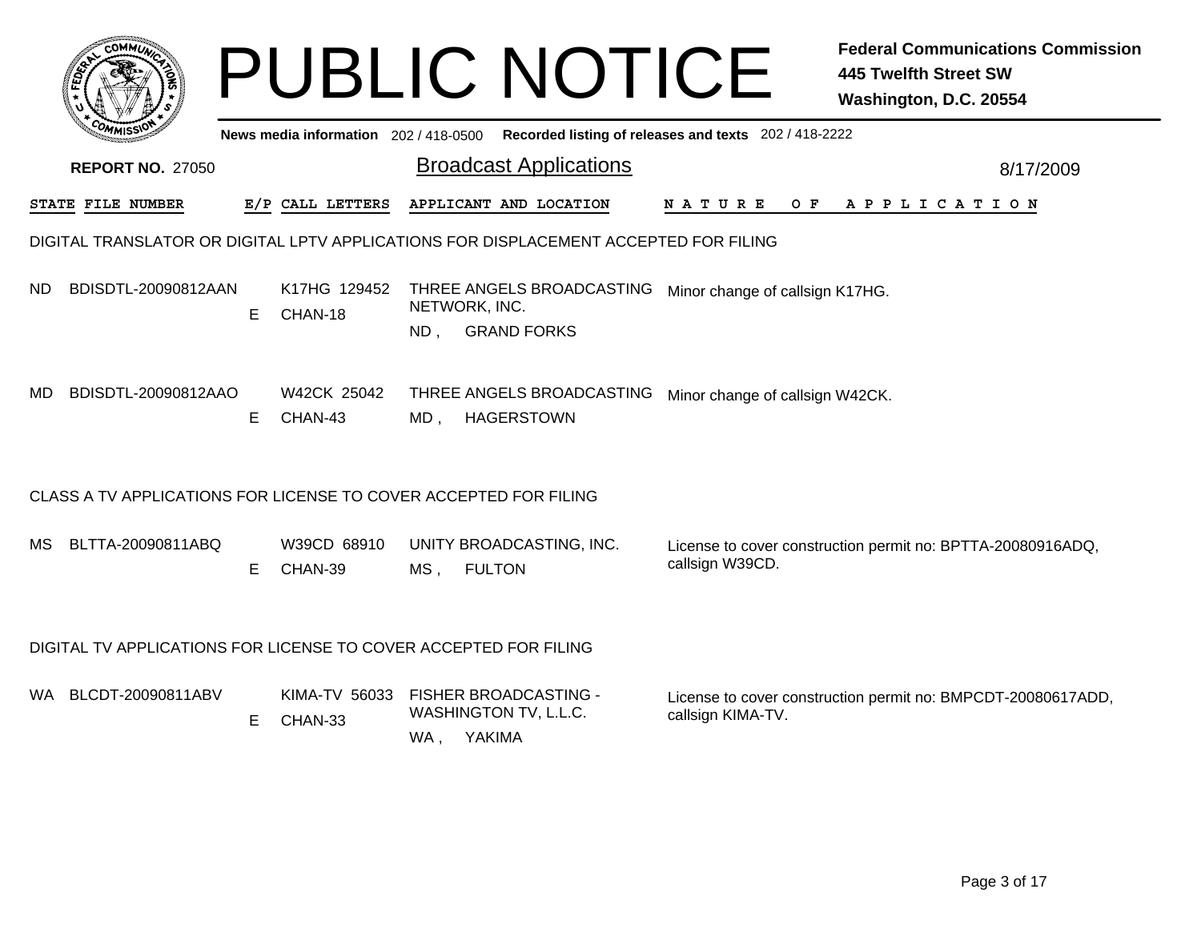# PUBLIC NOTICE

**Federal Communications Commission**
**445 Twelfth Street SW**
**Washington, D.C. 20554**

News media information 202 / 418-0500 Recorded listing of releases and texts 202 / 418-2222

**REPORT NO.** 27050

## Broadcast Applications

8/17/2009

### DIGITAL TRANSLATOR OR DIGITAL LPTV APPLICATIONS FOR DISPLACEMENT ACCEPTED FOR FILING

| STATE | FILE NUMBER | E/P | CALL LETTERS | APPLICANT AND LOCATION | NATURE OF APPLICATION |
|---|---|---|---|---|---|
| ND | BDISDTL-20090812AAN | E | K17HG 129452 CHAN-18 | THREE ANGELS BROADCASTING NETWORK, INC. ND , GRAND FORKS | Minor change of callsign K17HG. |
| MD | BDISDTL-20090812AAO | E | W42CK 25042 CHAN-43 | THREE ANGELS BROADCASTING MD , HAGERSTOWN | Minor change of callsign W42CK. |

### CLASS A TV APPLICATIONS FOR LICENSE TO COVER ACCEPTED FOR FILING

| STATE | FILE NUMBER | E/P | CALL LETTERS | APPLICANT AND LOCATION | NATURE OF APPLICATION |
|---|---|---|---|---|---|
| MS | BLTTA-20090811ABQ | E | W39CD 68910 CHAN-39 | UNITY BROADCASTING, INC. MS , FULTON | License to cover construction permit no: BPTTA-20080916ADQ, callsign W39CD. |

### DIGITAL TV APPLICATIONS FOR LICENSE TO COVER ACCEPTED FOR FILING

| STATE | FILE NUMBER | E/P | CALL LETTERS | APPLICANT AND LOCATION | NATURE OF APPLICATION |
|---|---|---|---|---|---|
| WA | BLCDT-20090811ABV | E | KIMA-TV 56033 CHAN-33 | FISHER BROADCASTING - WASHINGTON TV, L.L.C. WA , YAKIMA | License to cover construction permit no: BMPCDT-20080617ADD, callsign KIMA-TV. |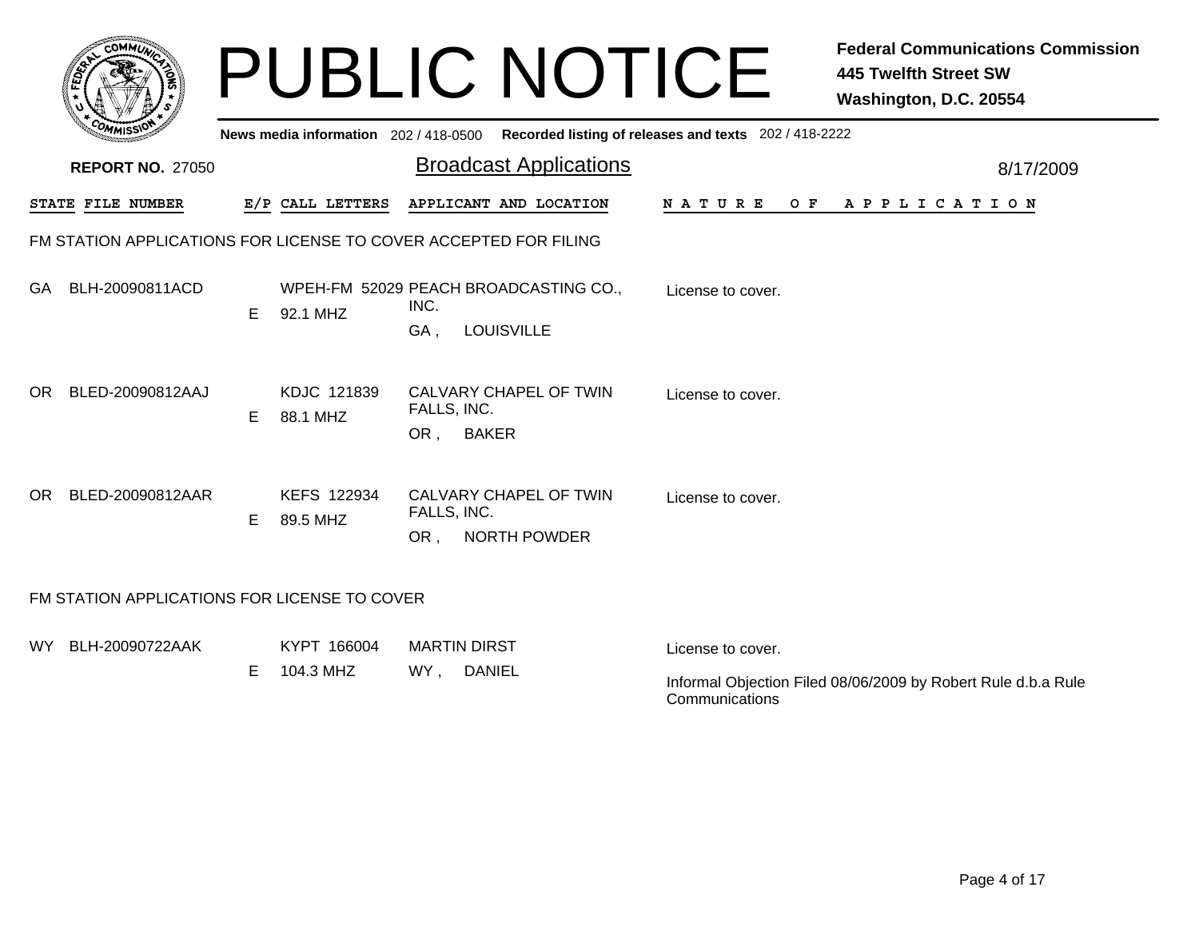# PUBLIC NOTICE

**Federal Communications Commission**
**445 Twelfth Street SW**
**Washington, D.C. 20554**

News media information 202 / 418-0500 Recorded listing of releases and texts 202 / 418-2222

**REPORT NO.** 27050

## Broadcast Applications

8/17/2009

### FM STATION APPLICATIONS FOR LICENSE TO COVER ACCEPTED FOR FILING

| STATE | FILE NUMBER | E/P | CALL LETTERS | APPLICANT AND LOCATION | NATURE OF APPLICATION |
|---|---|---|---|---|---|
| GA | BLH-20090811ACD | E | WPEH-FM 52029<br>92.1 MHZ | PEACH BROADCASTING CO., INC.<br>GA , LOUISVILLE | License to cover. |
| OR | BLED-20090812AAJ | E | KDJC 121839<br>88.1 MHZ | CALVARY CHAPEL OF TWIN FALLS, INC.<br>OR , BAKER | License to cover. |
| OR | BLED-20090812AAR | E | KEFS 122934<br>89.5 MHZ | CALVARY CHAPEL OF TWIN FALLS, INC.<br>OR , NORTH POWDER | License to cover. |

### FM STATION APPLICATIONS FOR LICENSE TO COVER

| STATE | FILE NUMBER | E/P | CALL LETTERS | APPLICANT AND LOCATION | NATURE OF APPLICATION |
|---|---|---|---|---|---|
| WY | BLH-20090722AAK | E | KYPT 166004<br>104.3 MHZ | MARTIN DIRST<br>WY , DANIEL | License to cover.<br><br>Informal Objection Filed 08/06/2009 by Robert Rule d.b.a Rule Communications |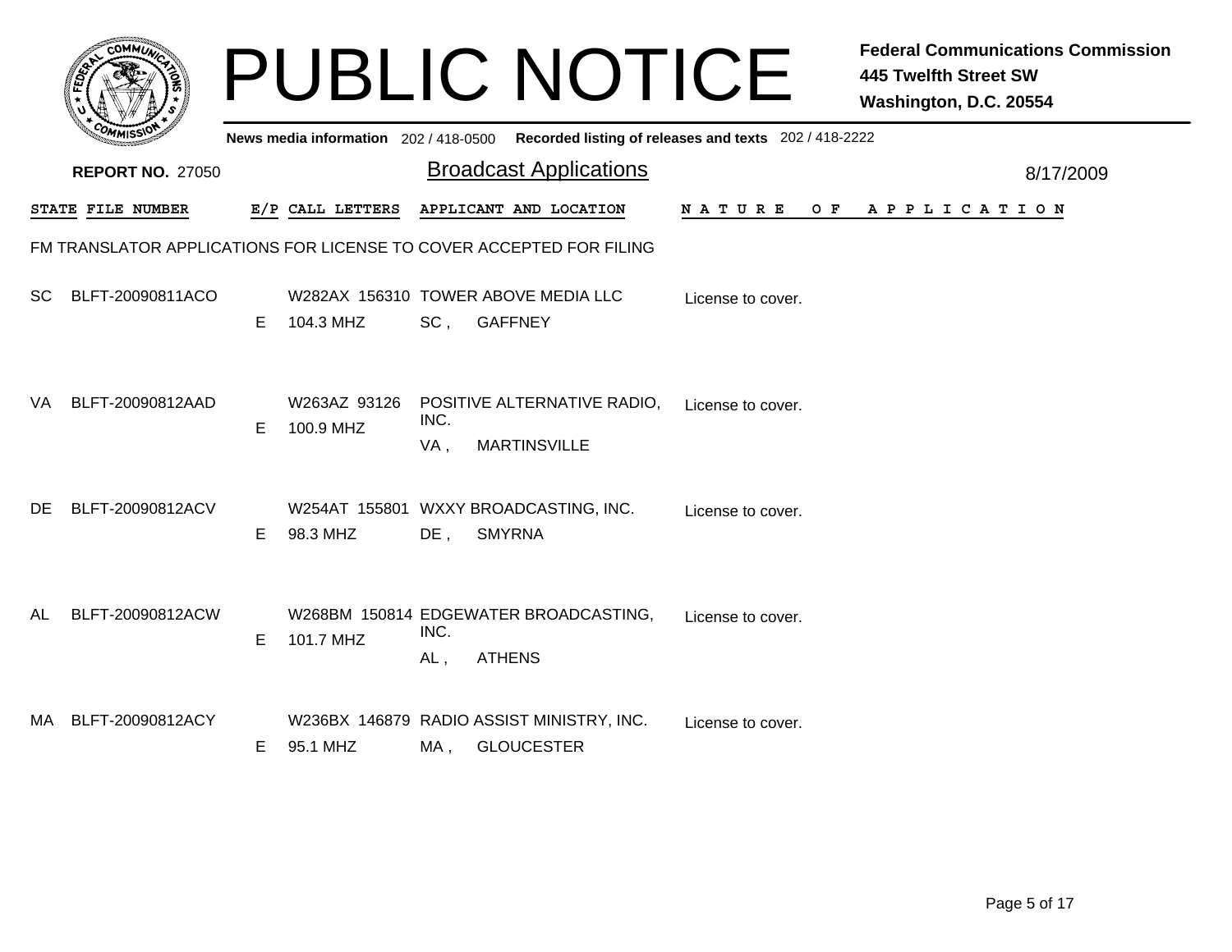# PUBLIC NOTICE

**Federal Communications Commission**
**445 Twelfth Street SW**
**Washington, D.C. 20554**

**News media information** 202 / 418-0500 **Recorded listing of releases and texts** 202 / 418-2222

**REPORT NO.** 27050

## Broadcast Applications

8/17/2009

### FM TRANSLATOR APPLICATIONS FOR LICENSE TO COVER ACCEPTED FOR FILING

| STATE | FILE NUMBER | E/P | CALL LETTERS | APPLICANT AND LOCATION | NATURE OF APPLICATION |
|---|---|---|---|---|---|
| SC | BLFT-20090811ACO | E | W282AX 156310<br>104.3 MHZ | TOWER ABOVE MEDIA LLC<br>SC , GAFFNEY | License to cover. |
| VA | BLFT-20090812AAD | E | W263AZ 93126<br>100.9 MHZ | POSITIVE ALTERNATIVE RADIO, INC.<br>VA , MARTINSVILLE | License to cover. |
| DE | BLFT-20090812ACV | E | W254AT 155801<br>98.3 MHZ | WXXY BROADCASTING, INC.<br>DE , SMYRNA | License to cover. |
| AL | BLFT-20090812ACW | E | W268BM 150814<br>101.7 MHZ | EDGEWATER BROADCASTING, INC.<br>AL , ATHENS | License to cover. |
| MA | BLFT-20090812ACY | E | W236BX 146879<br>95.1 MHZ | RADIO ASSIST MINISTRY, INC.<br>MA , GLOUCESTER | License to cover. |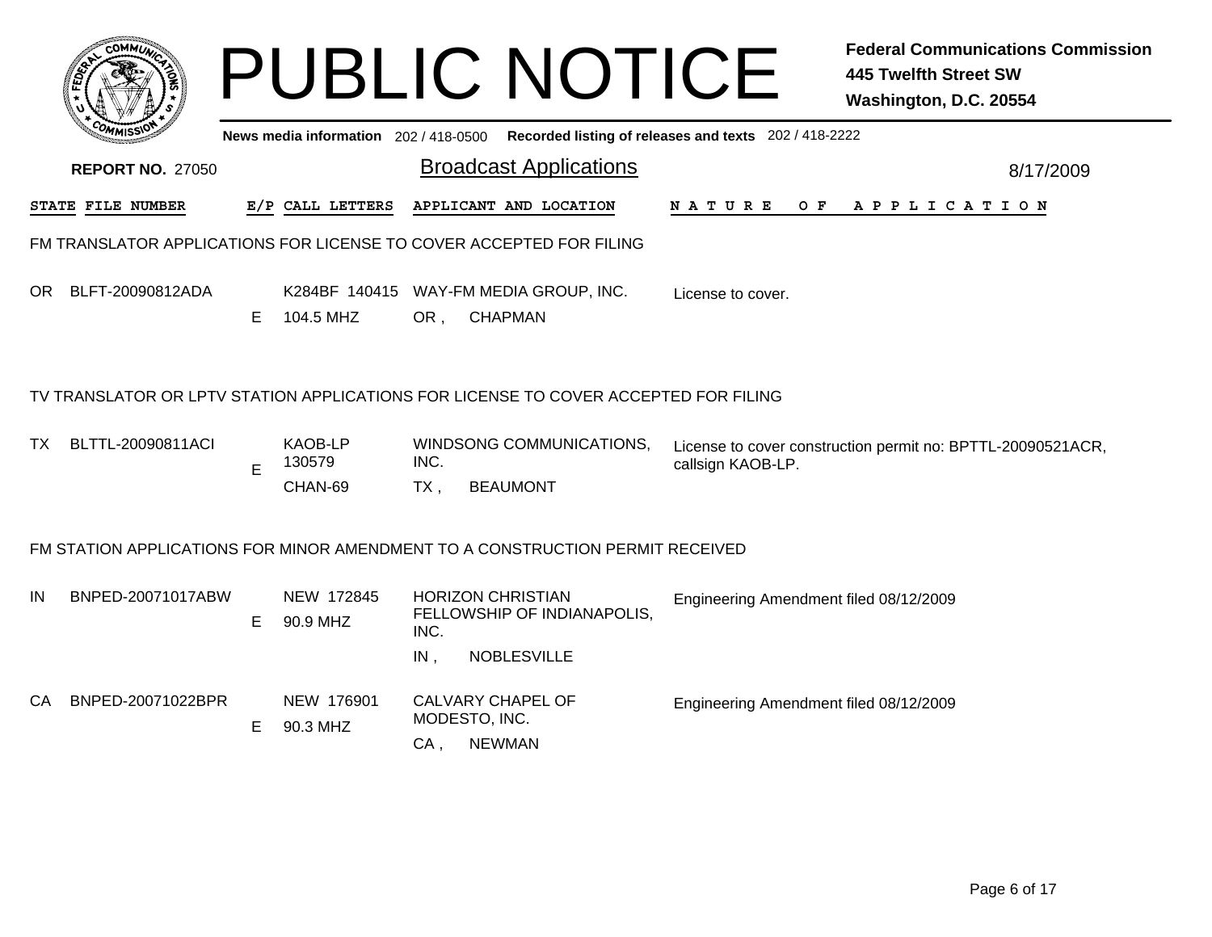# PUBLIC NOTICE

**Federal Communications Commission**
**445 Twelfth Street SW**
**Washington, D.C. 20554**

News media information 202 / 418-0500 Recorded listing of releases and texts 202 / 418-2222

**REPORT NO.** 27050

## Broadcast Applications

8/17/2009

| STATE | FILE NUMBER | E/P | CALL LETTERS | APPLICANT AND LOCATION | NATURE OF APPLICATION |
|---|---|---|---|---|---|

### FM TRANSLATOR APPLICATIONS FOR LICENSE TO COVER ACCEPTED FOR FILING

| STATE | FILE NUMBER | E/P | CALL LETTERS | APPLICANT AND LOCATION | NATURE OF APPLICATION |
|---|---|---|---|---|---|
| OR | BLFT-20090812ADA | E | K284BF 140415<br>104.5 MHZ | WAY-FM MEDIA GROUP, INC.<br>OR , CHAPMAN | License to cover. |

### TV TRANSLATOR OR LPTV STATION APPLICATIONS FOR LICENSE TO COVER ACCEPTED FOR FILING

| STATE | FILE NUMBER | E/P | CALL LETTERS | APPLICANT AND LOCATION | NATURE OF APPLICATION |
|---|---|---|---|---|---|
| TX | BLTTL-20090811ACI | E | KAOB-LP 130579<br>CHAN-69 | WINDSONG COMMUNICATIONS, INC.<br>TX , BEAUMONT | License to cover construction permit no: BPTTL-20090521ACR, callsign KAOB-LP. |

### FM STATION APPLICATIONS FOR MINOR AMENDMENT TO A CONSTRUCTION PERMIT RECEIVED

| STATE | FILE NUMBER | E/P | CALL LETTERS | APPLICANT AND LOCATION | NATURE OF APPLICATION |
|---|---|---|---|---|---|
| IN | BNPED-20071017ABW | E | NEW 172845<br>90.9 MHZ | HORIZON CHRISTIAN FELLOWSHIP OF INDIANAPOLIS, INC.<br>IN , NOBLESVILLE | Engineering Amendment filed 08/12/2009 |
| CA | BNPED-20071022BPR | E | NEW 176901<br>90.3 MHZ | CALVARY CHAPEL OF MODESTO, INC.<br>CA , NEWMAN | Engineering Amendment filed 08/12/2009 |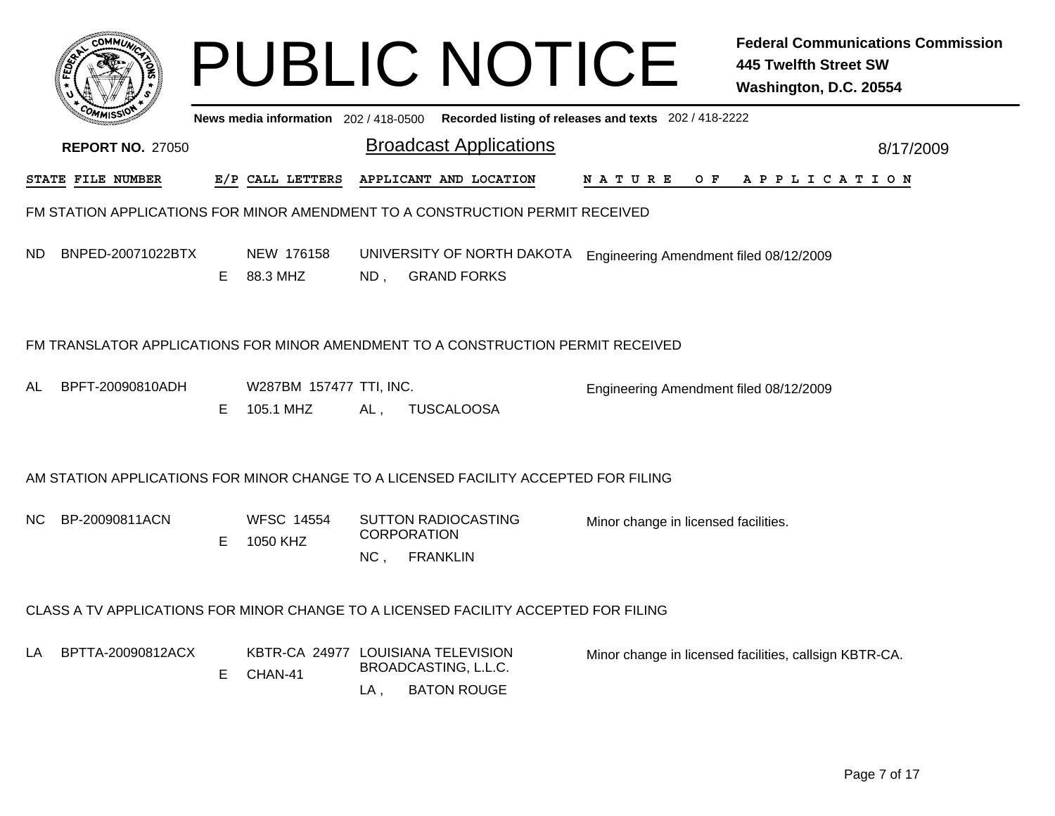# PUBLIC NOTICE

**Federal Communications Commission**
**445 Twelfth Street SW**
**Washington, D.C. 20554**

News media information 202 / 418-0500 Recorded listing of releases and texts 202 / 418-2222

**REPORT NO.** 27050

## Broadcast Applications

8/17/2009

| STATE | FILE NUMBER | E/P | CALL LETTERS | APPLICANT AND LOCATION | NATURE OF APPLICATION |
|---|---|---|---|---|---|

### FM STATION APPLICATIONS FOR MINOR AMENDMENT TO A CONSTRUCTION PERMIT RECEIVED

| STATE | FILE NUMBER | E/P | CALL LETTERS | APPLICANT AND LOCATION | NATURE OF APPLICATION |
|---|---|---|---|---|---|
| ND | BNPED-20071022BTX | E | NEW 176158<br>88.3 MHZ | UNIVERSITY OF NORTH DAKOTA<br>ND , GRAND FORKS | Engineering Amendment filed 08/12/2009 |

### FM TRANSLATOR APPLICATIONS FOR MINOR AMENDMENT TO A CONSTRUCTION PERMIT RECEIVED

| STATE | FILE NUMBER | E/P | CALL LETTERS | APPLICANT AND LOCATION | NATURE OF APPLICATION |
|---|---|---|---|---|---|
| AL | BPFT-20090810ADH | E | W287BM 157477<br>105.1 MHZ | TTI, INC.<br>AL , TUSCALOOSA | Engineering Amendment filed 08/12/2009 |

### AM STATION APPLICATIONS FOR MINOR CHANGE TO A LICENSED FACILITY ACCEPTED FOR FILING

| STATE | FILE NUMBER | E/P | CALL LETTERS | APPLICANT AND LOCATION | NATURE OF APPLICATION |
|---|---|---|---|---|---|
| NC | BP-20090811ACN | E | WFSC 14554<br>1050 KHZ | SUTTON RADIOCASTING CORPORATION<br>NC , FRANKLIN | Minor change in licensed facilities. |

### CLASS A TV APPLICATIONS FOR MINOR CHANGE TO A LICENSED FACILITY ACCEPTED FOR FILING

| STATE | FILE NUMBER | E/P | CALL LETTERS | APPLICANT AND LOCATION | NATURE OF APPLICATION |
|---|---|---|---|---|---|
| LA | BPTTA-20090812ACX | E | KBTR-CA 24977<br>CHAN-41 | LOUISIANA TELEVISION BROADCASTING, L.L.C.<br>LA , BATON ROUGE | Minor change in licensed facilities, callsign KBTR-CA. |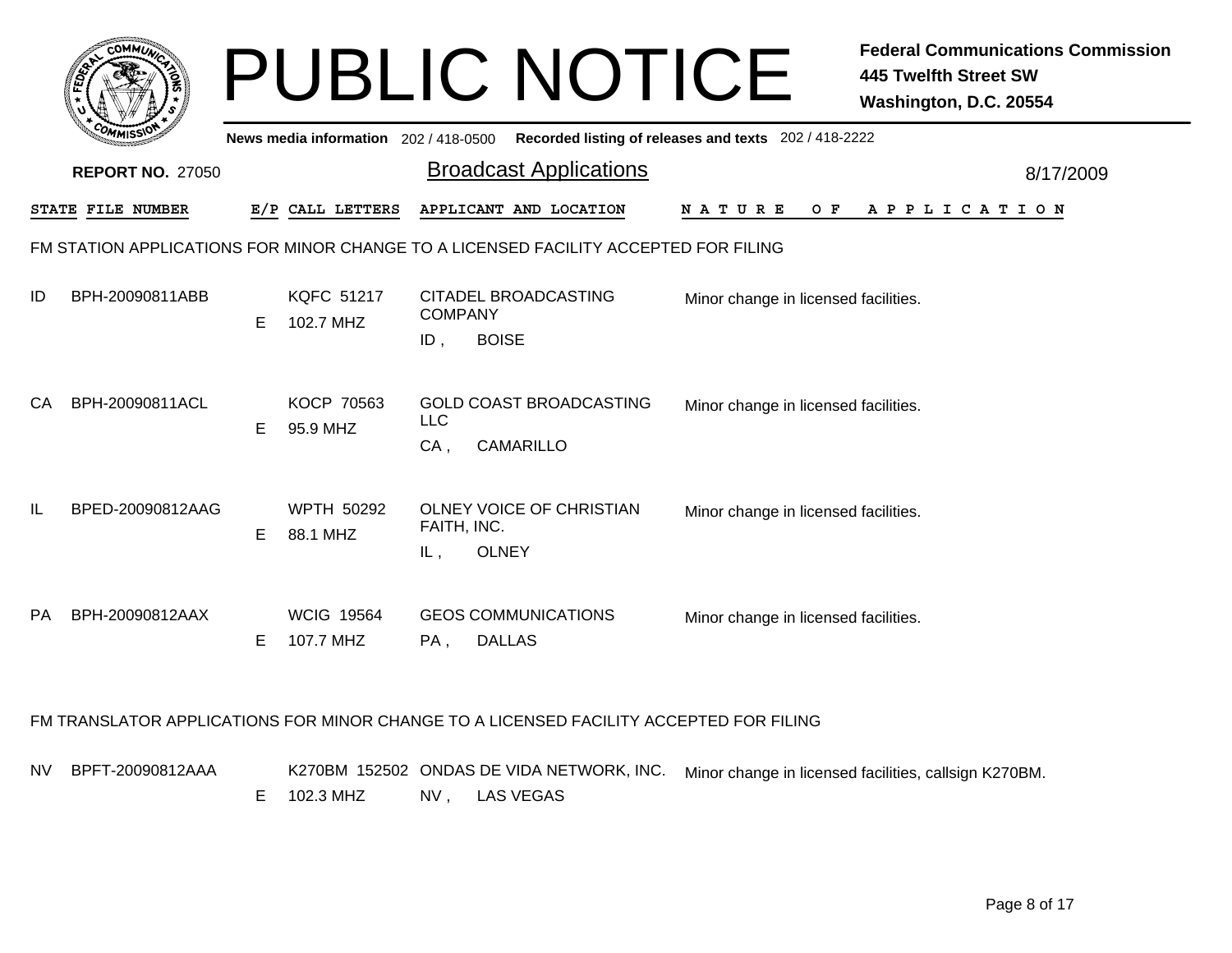# PUBLIC NOTICE

**Federal Communications Commission**
**445 Twelfth Street SW**
**Washington, D.C. 20554**

News media information 202 / 418-0500 Recorded listing of releases and texts 202 / 418-2222

**REPORT NO.** 27050

## Broadcast Applications

8/17/2009

### FM STATION APPLICATIONS FOR MINOR CHANGE TO A LICENSED FACILITY ACCEPTED FOR FILING

| STATE | FILE NUMBER | E/P | CALL LETTERS | APPLICANT AND LOCATION | NATURE OF APPLICATION |
|---|---|---|---|---|---|
| ID | BPH-20090811ABB | E | KQFC 51217 102.7 MHZ | CITADEL BROADCASTING COMPANY ID , BOISE | Minor change in licensed facilities. |
| CA | BPH-20090811ACL | E | KOCP 70563 95.9 MHZ | GOLD COAST BROADCASTING LLC CA , CAMARILLO | Minor change in licensed facilities. |
| IL | BPED-20090812AAG | E | WPTH 50292 88.1 MHZ | OLNEY VOICE OF CHRISTIAN FAITH, INC. IL , OLNEY | Minor change in licensed facilities. |
| PA | BPH-20090812AAX | E | WCIG 19564 107.7 MHZ | GEOS COMMUNICATIONS PA , DALLAS | Minor change in licensed facilities. |

### FM TRANSLATOR APPLICATIONS FOR MINOR CHANGE TO A LICENSED FACILITY ACCEPTED FOR FILING

| STATE | FILE NUMBER | E/P | CALL LETTERS | APPLICANT AND LOCATION | NATURE OF APPLICATION |
|---|---|---|---|---|---|
| NV | BPFT-20090812AAA | E | K270BM 152502 102.3 MHZ | ONDAS DE VIDA NETWORK, INC. NV , LAS VEGAS | Minor change in licensed facilities, callsign K270BM. |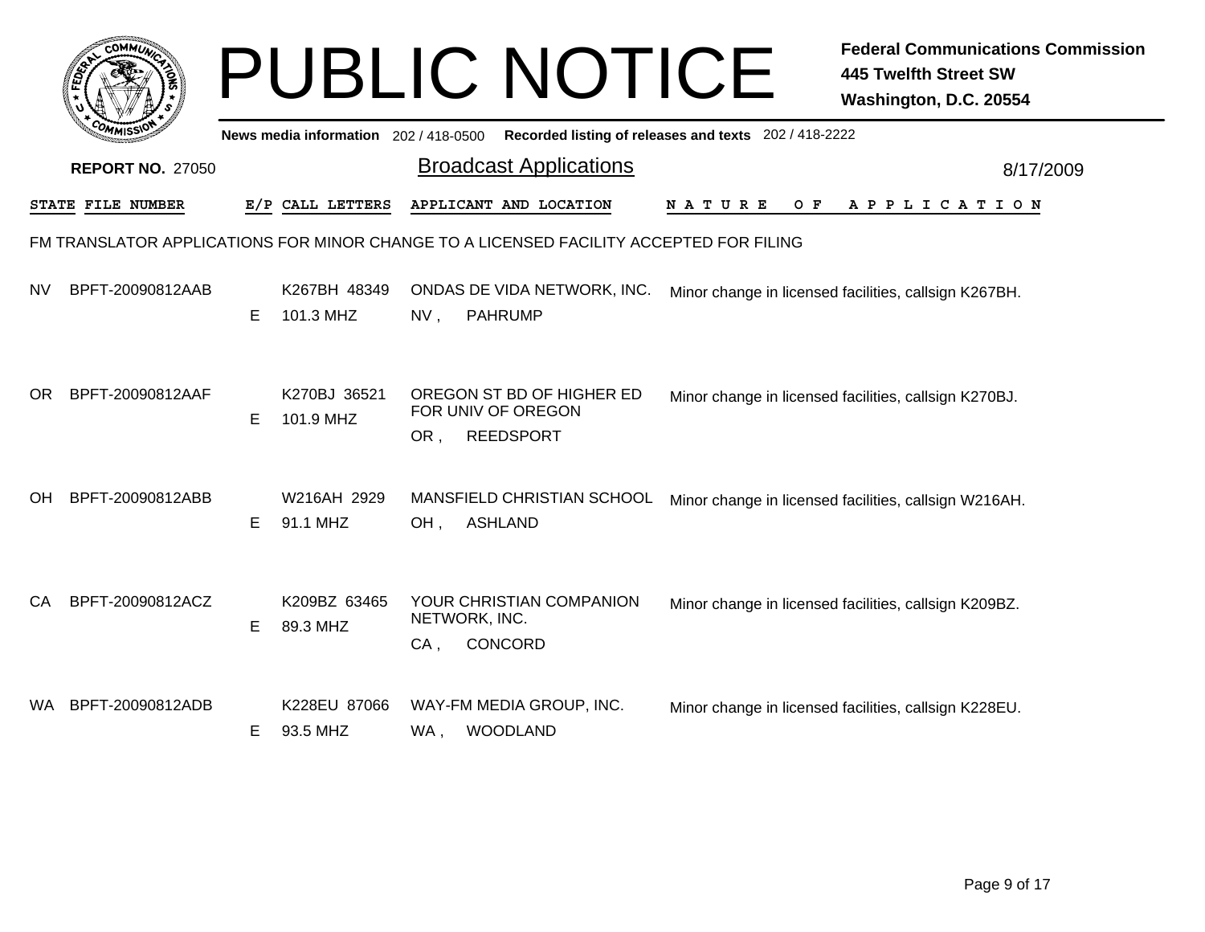# PUBLIC NOTICE

**Federal Communications Commission**
**445 Twelfth Street SW**
**Washington, D.C. 20554**

News media information 202 / 418-0500 Recorded listing of releases and texts 202 / 418-2222

**REPORT NO.** 27050

## Broadcast Applications

8/17/2009

FM TRANSLATOR APPLICATIONS FOR MINOR CHANGE TO A LICENSED FACILITY ACCEPTED FOR FILING

| STATE | FILE NUMBER | E/P | CALL LETTERS | APPLICANT AND LOCATION | NATURE OF APPLICATION |
|---|---|---|---|---|---|
| NV | BPFT-20090812AAB | E | K267BH 48349<br>101.3 MHZ | ONDAS DE VIDA NETWORK, INC.<br>NV , PAHRUMP | Minor change in licensed facilities, callsign K267BH. |
| OR | BPFT-20090812AAF | E | K270BJ 36521<br>101.9 MHZ | OREGON ST BD OF HIGHER ED FOR UNIV OF OREGON<br>OR , REEDSPORT | Minor change in licensed facilities, callsign K270BJ. |
| OH | BPFT-20090812ABB | E | W216AH 2929<br>91.1 MHZ | MANSFIELD CHRISTIAN SCHOOL<br>OH , ASHLAND | Minor change in licensed facilities, callsign W216AH. |
| CA | BPFT-20090812ACZ | E | K209BZ 63465<br>89.3 MHZ | YOUR CHRISTIAN COMPANION NETWORK, INC.<br>CA , CONCORD | Minor change in licensed facilities, callsign K209BZ. |
| WA | BPFT-20090812ADB | E | K228EU 87066<br>93.5 MHZ | WAY-FM MEDIA GROUP, INC.<br>WA , WOODLAND | Minor change in licensed facilities, callsign K228EU. |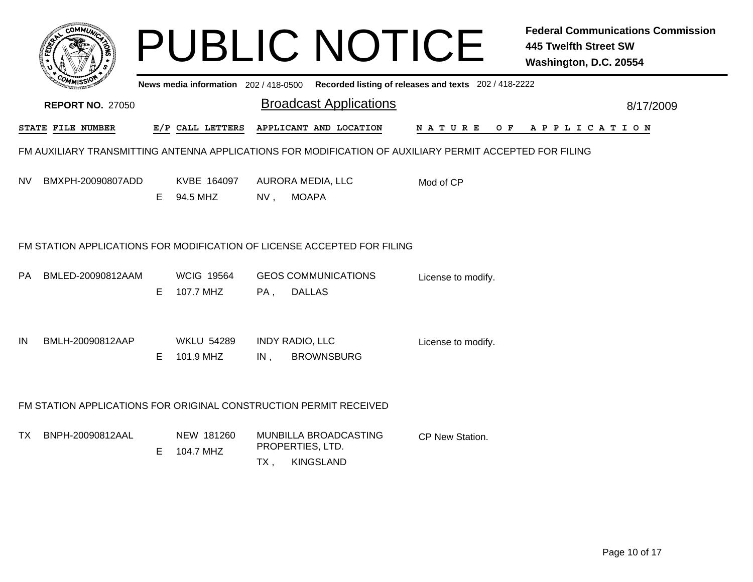# PUBLIC NOTICE

**Federal Communications Commission**
**445 Twelfth Street SW**
**Washington, D.C. 20554**

**News media information** 202 / 418-0500 **Recorded listing of releases and texts** 202 / 418-2222

**REPORT NO.** 27050

## Broadcast Applications

8/17/2009

| STATE | FILE NUMBER | E/P | CALL LETTERS | APPLICANT AND LOCATION | NATURE OF APPLICATION |
|---|---|---|---|---|---|

### FM AUXILIARY TRANSMITTING ANTENNA APPLICATIONS FOR MODIFICATION OF AUXILIARY PERMIT ACCEPTED FOR FILING

| STATE | FILE NUMBER | E/P | CALL LETTERS | APPLICANT AND LOCATION | NATURE OF APPLICATION |
|---|---|---|---|---|---|
| NV | BMXPH-20090807ADD | E | KVBE 164097<br>94.5 MHZ | AURORA MEDIA, LLC<br>NV , MOAPA | Mod of CP |

### FM STATION APPLICATIONS FOR MODIFICATION OF LICENSE ACCEPTED FOR FILING

| STATE | FILE NUMBER | E/P | CALL LETTERS | APPLICANT AND LOCATION | NATURE OF APPLICATION |
|---|---|---|---|---|---|
| PA | BMLED-20090812AAM | E | WCIG 19564<br>107.7 MHZ | GEOS COMMUNICATIONS<br>PA , DALLAS | License to modify. |
| IN | BMLH-20090812AAP | E | WKLU 54289<br>101.9 MHZ | INDY RADIO, LLC<br>IN , BROWNSBURG | License to modify. |

### FM STATION APPLICATIONS FOR ORIGINAL CONSTRUCTION PERMIT RECEIVED

| STATE | FILE NUMBER | E/P | CALL LETTERS | APPLICANT AND LOCATION | NATURE OF APPLICATION |
|---|---|---|---|---|---|
| TX | BNPH-20090812AAL | E | NEW 181260<br>104.7 MHZ | MUNBILLA BROADCASTING PROPERTIES, LTD.<br>TX , KINGSLAND | CP New Station. |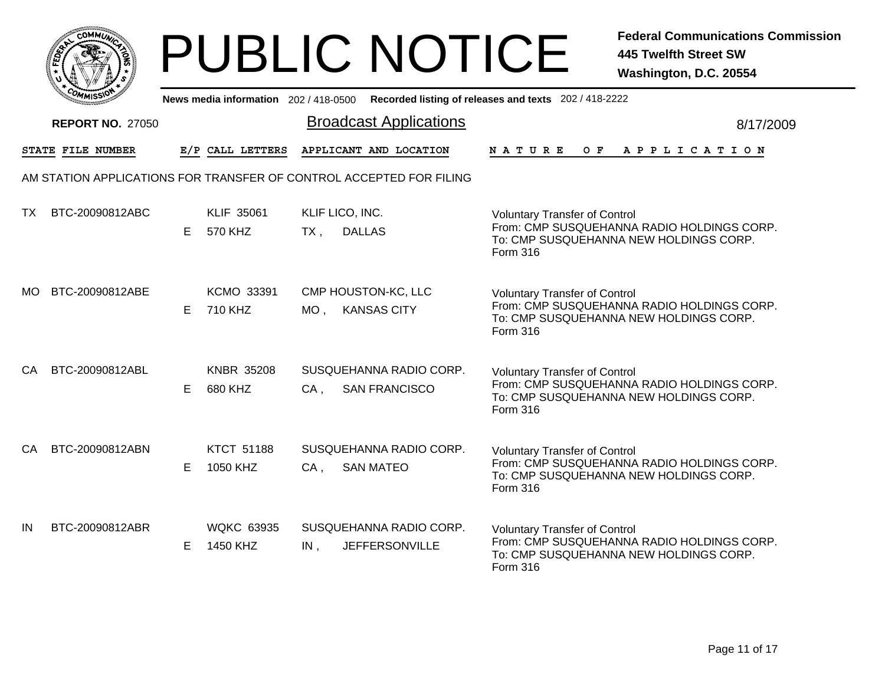# PUBLIC NOTICE

**Federal Communications Commission**
**445 Twelfth Street SW**
**Washington, D.C. 20554**

News media information 202 / 418-0500 Recorded listing of releases and texts 202 / 418-2222

**REPORT NO.** 27050

## Broadcast Applications

8/17/2009

AM STATION APPLICATIONS FOR TRANSFER OF CONTROL ACCEPTED FOR FILING

| STATE | FILE NUMBER | E/P | CALL LETTERS | APPLICANT AND LOCATION | NATURE OF APPLICATION |
|---|---|---|---|---|---|
| TX | BTC-20090812ABC | E | KLIF 35061<br>570 KHZ | KLIF LICO, INC.<br>TX , DALLAS | Voluntary Transfer of Control<br>From: CMP SUSQUEHANNA RADIO HOLDINGS CORP.<br>To: CMP SUSQUEHANNA NEW HOLDINGS CORP.<br>Form 316 |
| MO | BTC-20090812ABE | E | KCMO 33391<br>710 KHZ | CMP HOUSTON-KC, LLC<br>MO , KANSAS CITY | Voluntary Transfer of Control<br>From: CMP SUSQUEHANNA RADIO HOLDINGS CORP.<br>To: CMP SUSQUEHANNA NEW HOLDINGS CORP.<br>Form 316 |
| CA | BTC-20090812ABL | E | KNBR 35208<br>680 KHZ | SUSQUEHANNA RADIO CORP.<br>CA , SAN FRANCISCO | Voluntary Transfer of Control<br>From: CMP SUSQUEHANNA RADIO HOLDINGS CORP.<br>To: CMP SUSQUEHANNA NEW HOLDINGS CORP.<br>Form 316 |
| CA | BTC-20090812ABN | E | KTCT 51188<br>1050 KHZ | SUSQUEHANNA RADIO CORP.<br>CA , SAN MATEO | Voluntary Transfer of Control<br>From: CMP SUSQUEHANNA RADIO HOLDINGS CORP.<br>To: CMP SUSQUEHANNA NEW HOLDINGS CORP.<br>Form 316 |
| IN | BTC-20090812ABR | E | WQKC 63935<br>1450 KHZ | SUSQUEHANNA RADIO CORP.<br>IN , JEFFERSONVILLE | Voluntary Transfer of Control<br>From: CMP SUSQUEHANNA RADIO HOLDINGS CORP.<br>To: CMP SUSQUEHANNA NEW HOLDINGS CORP.<br>Form 316 |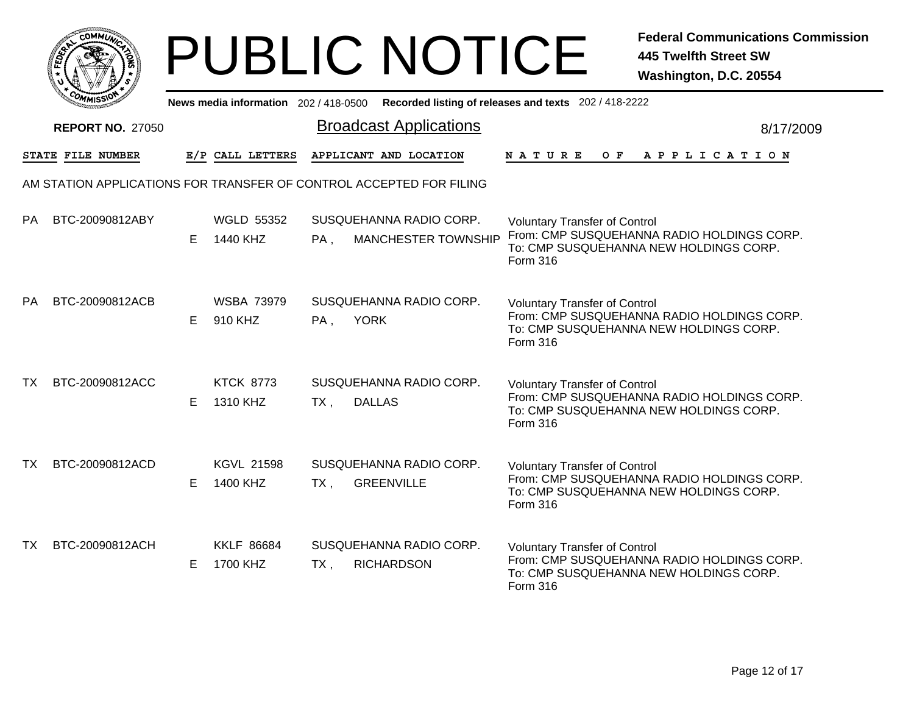# PUBLIC NOTICE

**Federal Communications Commission**
**445 Twelfth Street SW**
**Washington, D.C. 20554**

News media information 202 / 418-0500 Recorded listing of releases and texts 202 / 418-2222

**REPORT NO.** 27050

## Broadcast Applications

8/17/2009

AM STATION APPLICATIONS FOR TRANSFER OF CONTROL ACCEPTED FOR FILING

| STATE | FILE NUMBER | E/P | CALL LETTERS | APPLICANT AND LOCATION | NATURE OF APPLICATION |
|---|---|---|---|---|---|
| PA | BTC-20090812ABY | E | WGLD 55352<br>1440 KHZ | SUSQUEHANNA RADIO CORP.<br>PA , MANCHESTER TOWNSHIP | Voluntary Transfer of Control<br>From: CMP SUSQUEHANNA RADIO HOLDINGS CORP.<br>To: CMP SUSQUEHANNA NEW HOLDINGS CORP.<br>Form 316 |
| PA | BTC-20090812ACB | E | WSBA 73979<br>910 KHZ | SUSQUEHANNA RADIO CORP.<br>PA , YORK | Voluntary Transfer of Control<br>From: CMP SUSQUEHANNA RADIO HOLDINGS CORP.<br>To: CMP SUSQUEHANNA NEW HOLDINGS CORP.<br>Form 316 |
| TX | BTC-20090812ACC | E | KTCK 8773<br>1310 KHZ | SUSQUEHANNA RADIO CORP.<br>TX , DALLAS | Voluntary Transfer of Control<br>From: CMP SUSQUEHANNA RADIO HOLDINGS CORP.<br>To: CMP SUSQUEHANNA NEW HOLDINGS CORP.<br>Form 316 |
| TX | BTC-20090812ACD | E | KGVL 21598<br>1400 KHZ | SUSQUEHANNA RADIO CORP.<br>TX , GREENVILLE | Voluntary Transfer of Control<br>From: CMP SUSQUEHANNA RADIO HOLDINGS CORP.<br>To: CMP SUSQUEHANNA NEW HOLDINGS CORP.<br>Form 316 |
| TX | BTC-20090812ACH | E | KKLF 86684<br>1700 KHZ | SUSQUEHANNA RADIO CORP.<br>TX , RICHARDSON | Voluntary Transfer of Control<br>From: CMP SUSQUEHANNA RADIO HOLDINGS CORP.<br>To: CMP SUSQUEHANNA NEW HOLDINGS CORP.<br>Form 316 |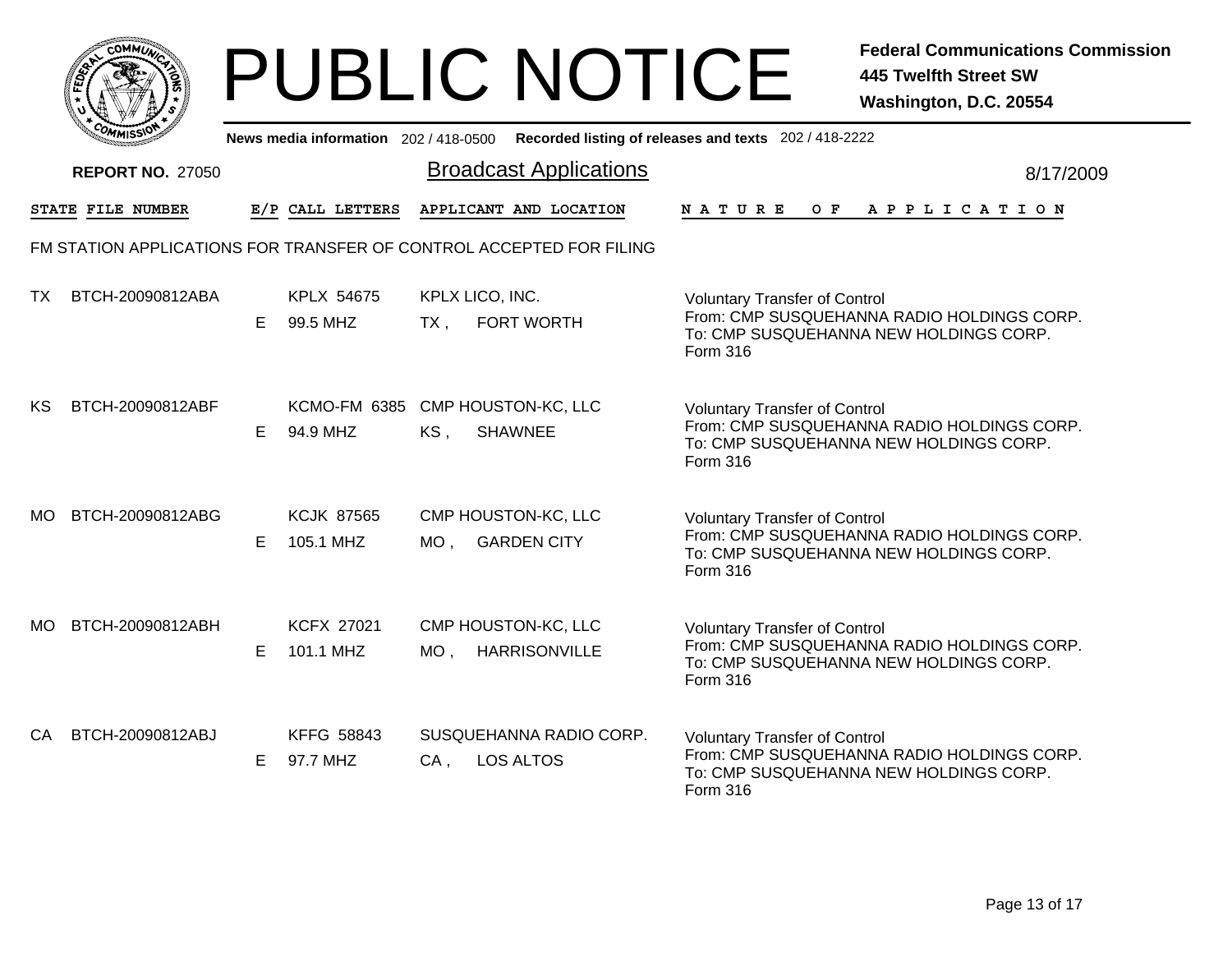# PUBLIC NOTICE

**Federal Communications Commission**
**445 Twelfth Street SW**
**Washington, D.C. 20554**

News media information 202 / 418-0500 Recorded listing of releases and texts 202 / 418-2222

**REPORT NO.** 27050

## Broadcast Applications

8/17/2009

### FM STATION APPLICATIONS FOR TRANSFER OF CONTROL ACCEPTED FOR FILING

| STATE | FILE NUMBER | E/P | CALL LETTERS | APPLICANT AND LOCATION | NATURE OF APPLICATION |
|---|---|---|---|---|---|
| TX | BTCH-20090812ABA | E | KPLX 54675<br>99.5 MHZ | KPLX LICO, INC.<br>TX , FORT WORTH | Voluntary Transfer of Control<br>From: CMP SUSQUEHANNA RADIO HOLDINGS CORP.<br>To: CMP SUSQUEHANNA NEW HOLDINGS CORP.<br>Form 316 |
| KS | BTCH-20090812ABF | E | KCMO-FM 6385<br>94.9 MHZ | CMP HOUSTON-KC, LLC<br>KS , SHAWNEE | Voluntary Transfer of Control<br>From: CMP SUSQUEHANNA RADIO HOLDINGS CORP.<br>To: CMP SUSQUEHANNA NEW HOLDINGS CORP.<br>Form 316 |
| MO | BTCH-20090812ABG | E | KCJK 87565<br>105.1 MHZ | CMP HOUSTON-KC, LLC<br>MO , GARDEN CITY | Voluntary Transfer of Control<br>From: CMP SUSQUEHANNA RADIO HOLDINGS CORP.<br>To: CMP SUSQUEHANNA NEW HOLDINGS CORP.<br>Form 316 |
| MO | BTCH-20090812ABH | E | KCFX 27021<br>101.1 MHZ | CMP HOUSTON-KC, LLC<br>MO , HARRISONVILLE | Voluntary Transfer of Control<br>From: CMP SUSQUEHANNA RADIO HOLDINGS CORP.<br>To: CMP SUSQUEHANNA NEW HOLDINGS CORP.<br>Form 316 |
| CA | BTCH-20090812ABJ | E | KFFG 58843<br>97.7 MHZ | SUSQUEHANNA RADIO CORP.<br>CA , LOS ALTOS | Voluntary Transfer of Control<br>From: CMP SUSQUEHANNA RADIO HOLDINGS CORP.<br>To: CMP SUSQUEHANNA NEW HOLDINGS CORP.<br>Form 316 |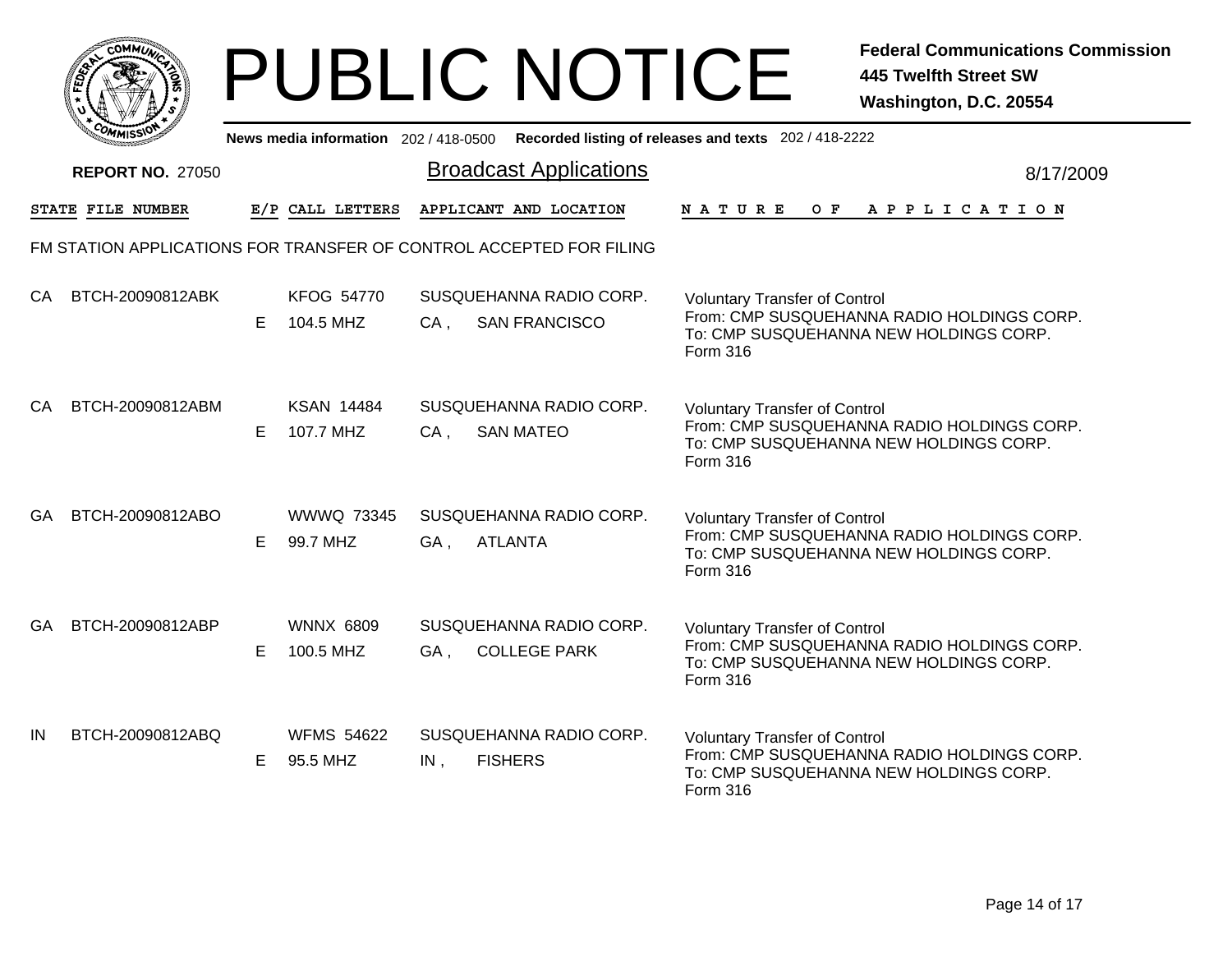# PUBLIC NOTICE

**Federal Communications Commission**
**445 Twelfth Street SW**
**Washington, D.C. 20554**

**News media information** 202 / 418-0500 **Recorded listing of releases and texts** 202 / 418-2222

**REPORT NO.** 27050

## Broadcast Applications

8/17/2009

FM STATION APPLICATIONS FOR TRANSFER OF CONTROL ACCEPTED FOR FILING

| STATE | FILE NUMBER | E/P | CALL LETTERS | APPLICANT AND LOCATION | NATURE OF APPLICATION |
|---|---|---|---|---|---|
| CA | BTCH-20090812ABK | E | KFOG 54770<br>104.5 MHZ | SUSQUEHANNA RADIO CORP.<br>CA , SAN FRANCISCO | Voluntary Transfer of Control<br>From: CMP SUSQUEHANNA RADIO HOLDINGS CORP.<br>To: CMP SUSQUEHANNA NEW HOLDINGS CORP.<br>Form 316 |
| CA | BTCH-20090812ABM | E | KSAN 14484<br>107.7 MHZ | SUSQUEHANNA RADIO CORP.<br>CA , SAN MATEO | Voluntary Transfer of Control<br>From: CMP SUSQUEHANNA RADIO HOLDINGS CORP.<br>To: CMP SUSQUEHANNA NEW HOLDINGS CORP.<br>Form 316 |
| GA | BTCH-20090812ABO | E | WWWQ 73345<br>99.7 MHZ | SUSQUEHANNA RADIO CORP.<br>GA , ATLANTA | Voluntary Transfer of Control<br>From: CMP SUSQUEHANNA RADIO HOLDINGS CORP.<br>To: CMP SUSQUEHANNA NEW HOLDINGS CORP.<br>Form 316 |
| GA | BTCH-20090812ABP | E | WNNX 6809<br>100.5 MHZ | SUSQUEHANNA RADIO CORP.<br>GA , COLLEGE PARK | Voluntary Transfer of Control<br>From: CMP SUSQUEHANNA RADIO HOLDINGS CORP.<br>To: CMP SUSQUEHANNA NEW HOLDINGS CORP.<br>Form 316 |
| IN | BTCH-20090812ABQ | E | WFMS 54622<br>95.5 MHZ | SUSQUEHANNA RADIO CORP.<br>IN , FISHERS | Voluntary Transfer of Control<br>From: CMP SUSQUEHANNA RADIO HOLDINGS CORP.<br>To: CMP SUSQUEHANNA NEW HOLDINGS CORP.<br>Form 316 |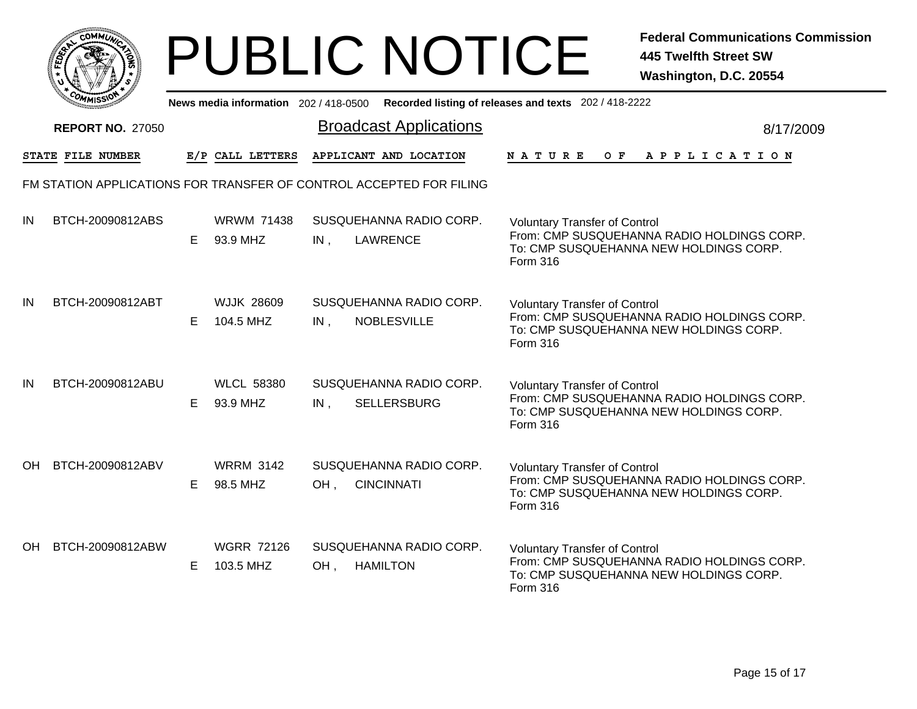# PUBLIC NOTICE

**Federal Communications Commission**
**445 Twelfth Street SW**
**Washington, D.C. 20554**

News media information 202 / 418-0500 Recorded listing of releases and texts 202 / 418-2222

**REPORT NO.** 27050

## Broadcast Applications

8/17/2009

FM STATION APPLICATIONS FOR TRANSFER OF CONTROL ACCEPTED FOR FILING

| STATE | FILE NUMBER | E/P | CALL LETTERS | APPLICANT AND LOCATION | NATURE OF APPLICATION |
|---|---|---|---|---|---|
| IN | BTCH-20090812ABS | E | WRWM 71438<br>93.9 MHZ | SUSQUEHANNA RADIO CORP.<br>IN , LAWRENCE | Voluntary Transfer of Control<br>From: CMP SUSQUEHANNA RADIO HOLDINGS CORP.<br>To: CMP SUSQUEHANNA NEW HOLDINGS CORP.<br>Form 316 |
| IN | BTCH-20090812ABT | E | WJJK 28609<br>104.5 MHZ | SUSQUEHANNA RADIO CORP.<br>IN , NOBLESVILLE | Voluntary Transfer of Control<br>From: CMP SUSQUEHANNA RADIO HOLDINGS CORP.<br>To: CMP SUSQUEHANNA NEW HOLDINGS CORP.<br>Form 316 |
| IN | BTCH-20090812ABU | E | WLCL 58380<br>93.9 MHZ | SUSQUEHANNA RADIO CORP.<br>IN , SELLERSBURG | Voluntary Transfer of Control<br>From: CMP SUSQUEHANNA RADIO HOLDINGS CORP.<br>To: CMP SUSQUEHANNA NEW HOLDINGS CORP.<br>Form 316 |
| OH | BTCH-20090812ABV | E | WRRM 3142<br>98.5 MHZ | SUSQUEHANNA RADIO CORP.<br>OH , CINCINNATI | Voluntary Transfer of Control<br>From: CMP SUSQUEHANNA RADIO HOLDINGS CORP.<br>To: CMP SUSQUEHANNA NEW HOLDINGS CORP.<br>Form 316 |
| OH | BTCH-20090812ABW | E | WGRR 72126<br>103.5 MHZ | SUSQUEHANNA RADIO CORP.<br>OH , HAMILTON | Voluntary Transfer of Control<br>From: CMP SUSQUEHANNA RADIO HOLDINGS CORP.<br>To: CMP SUSQUEHANNA NEW HOLDINGS CORP.<br>Form 316 |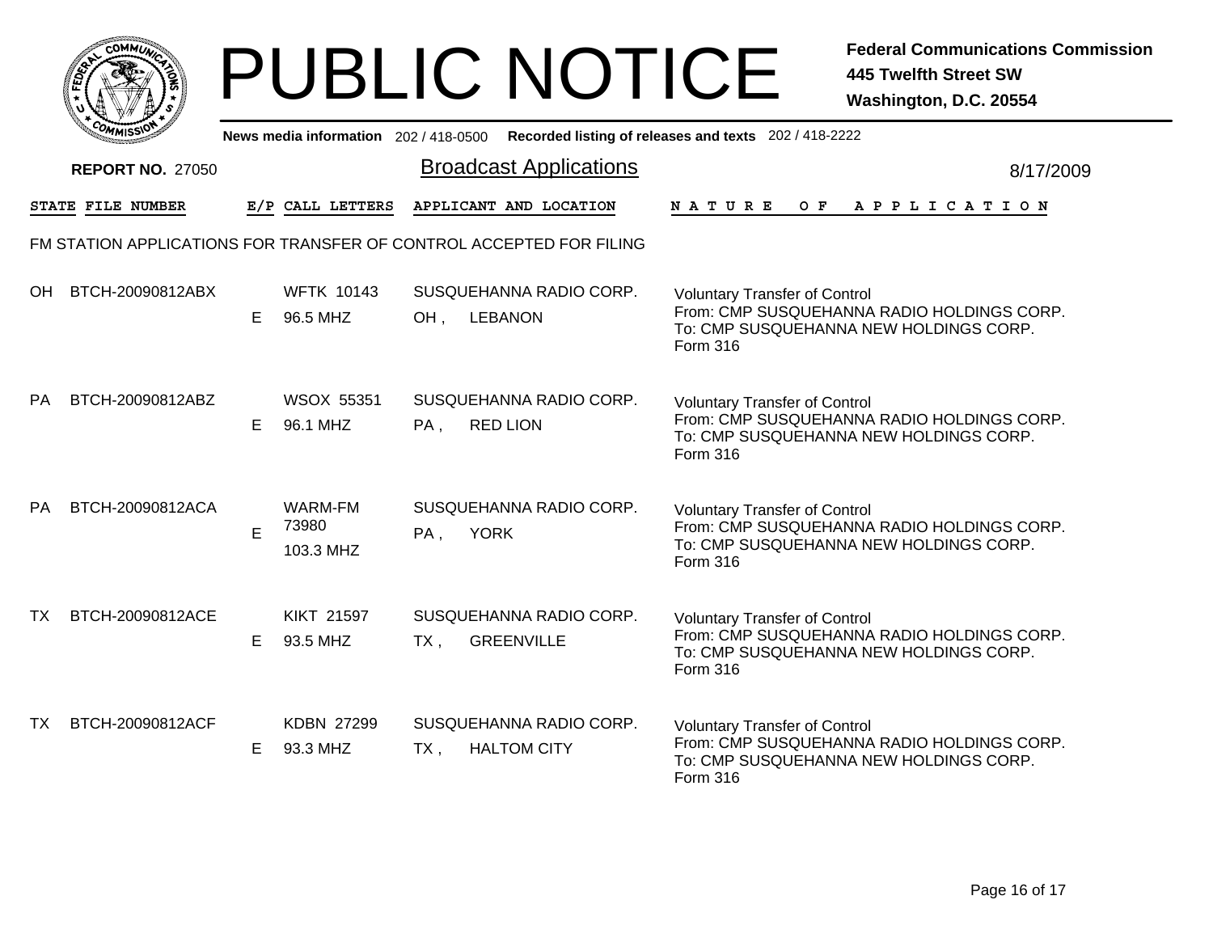# PUBLIC NOTICE

**Federal Communications Commission**
**445 Twelfth Street SW**
**Washington, D.C. 20554**

News media information 202 / 418-0500 Recorded listing of releases and texts 202 / 418-2222

**REPORT NO.** 27050

## Broadcast Applications

8/17/2009

FM STATION APPLICATIONS FOR TRANSFER OF CONTROL ACCEPTED FOR FILING

| STATE | FILE NUMBER | E/P | CALL LETTERS | APPLICANT AND LOCATION | NATURE OF APPLICATION |
|---|---|---|---|---|---|
| OH | BTCH-20090812ABX | E | WFTK 10143<br>96.5 MHZ | SUSQUEHANNA RADIO CORP.<br>OH , LEBANON | Voluntary Transfer of Control<br>From: CMP SUSQUEHANNA RADIO HOLDINGS CORP.<br>To: CMP SUSQUEHANNA NEW HOLDINGS CORP.<br>Form 316 |
| PA | BTCH-20090812ABZ | E | WSOX 55351<br>96.1 MHZ | SUSQUEHANNA RADIO CORP.<br>PA , RED LION | Voluntary Transfer of Control<br>From: CMP SUSQUEHANNA RADIO HOLDINGS CORP.<br>To: CMP SUSQUEHANNA NEW HOLDINGS CORP.<br>Form 316 |
| PA | BTCH-20090812ACA | E | WARM-FM 73980<br>103.3 MHZ | SUSQUEHANNA RADIO CORP.<br>PA , YORK | Voluntary Transfer of Control<br>From: CMP SUSQUEHANNA RADIO HOLDINGS CORP.<br>To: CMP SUSQUEHANNA NEW HOLDINGS CORP.<br>Form 316 |
| TX | BTCH-20090812ACE | E | KIKT 21597<br>93.5 MHZ | SUSQUEHANNA RADIO CORP.<br>TX , GREENVILLE | Voluntary Transfer of Control<br>From: CMP SUSQUEHANNA RADIO HOLDINGS CORP.<br>To: CMP SUSQUEHANNA NEW HOLDINGS CORP.<br>Form 316 |
| TX | BTCH-20090812ACF | E | KDBN 27299<br>93.3 MHZ | SUSQUEHANNA RADIO CORP.<br>TX , HALTOM CITY | Voluntary Transfer of Control<br>From: CMP SUSQUEHANNA RADIO HOLDINGS CORP.<br>To: CMP SUSQUEHANNA NEW HOLDINGS CORP.<br>Form 316 |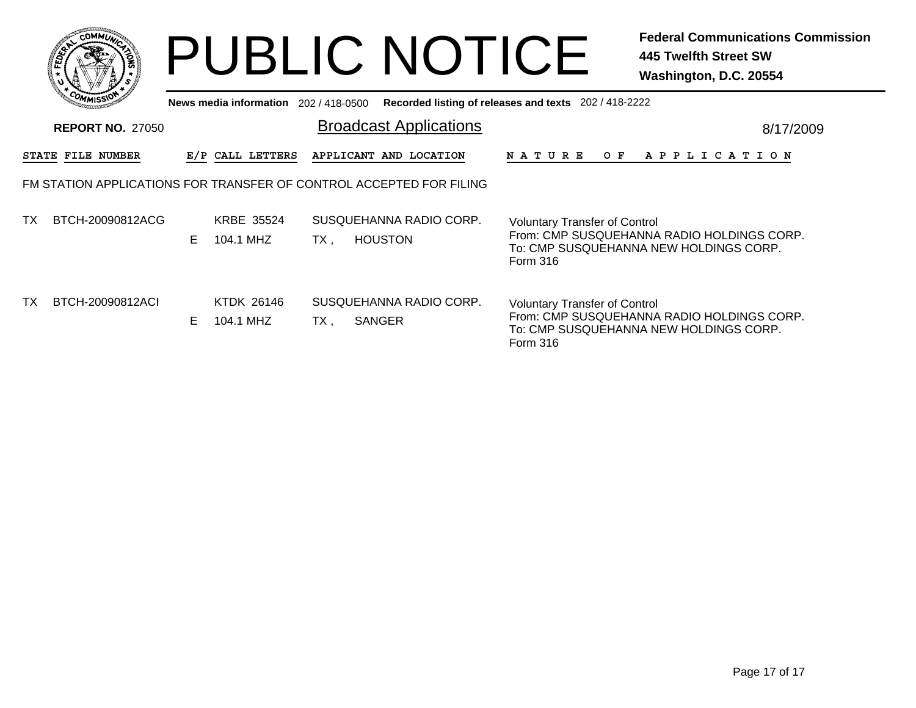# PUBLIC NOTICE

**Federal Communications Commission**
**445 Twelfth Street SW**
**Washington, D.C. 20554**

**News media information** 202 / 418-0500 **Recorded listing of releases and texts** 202 / 418-2222

**REPORT NO.** 27050

## Broadcast Applications

8/17/2009

FM STATION APPLICATIONS FOR TRANSFER OF CONTROL ACCEPTED FOR FILING

| STATE | FILE NUMBER | E/P | CALL LETTERS | APPLICANT AND LOCATION | NATURE OF APPLICATION |
|---|---|---|---|---|---|
| TX | BTCH-20090812ACG | E | KRBE 35524<br>104.1 MHZ | SUSQUEHANNA RADIO CORP.<br>TX , HOUSTON | Voluntary Transfer of Control<br>From: CMP SUSQUEHANNA RADIO HOLDINGS CORP.<br>To: CMP SUSQUEHANNA NEW HOLDINGS CORP.<br>Form 316 |
| TX | BTCH-20090812ACI | E | KTDK 26146<br>104.1 MHZ | SUSQUEHANNA RADIO CORP.<br>TX , SANGER | Voluntary Transfer of Control<br>From: CMP SUSQUEHANNA RADIO HOLDINGS CORP.<br>To: CMP SUSQUEHANNA NEW HOLDINGS CORP.<br>Form 316 |